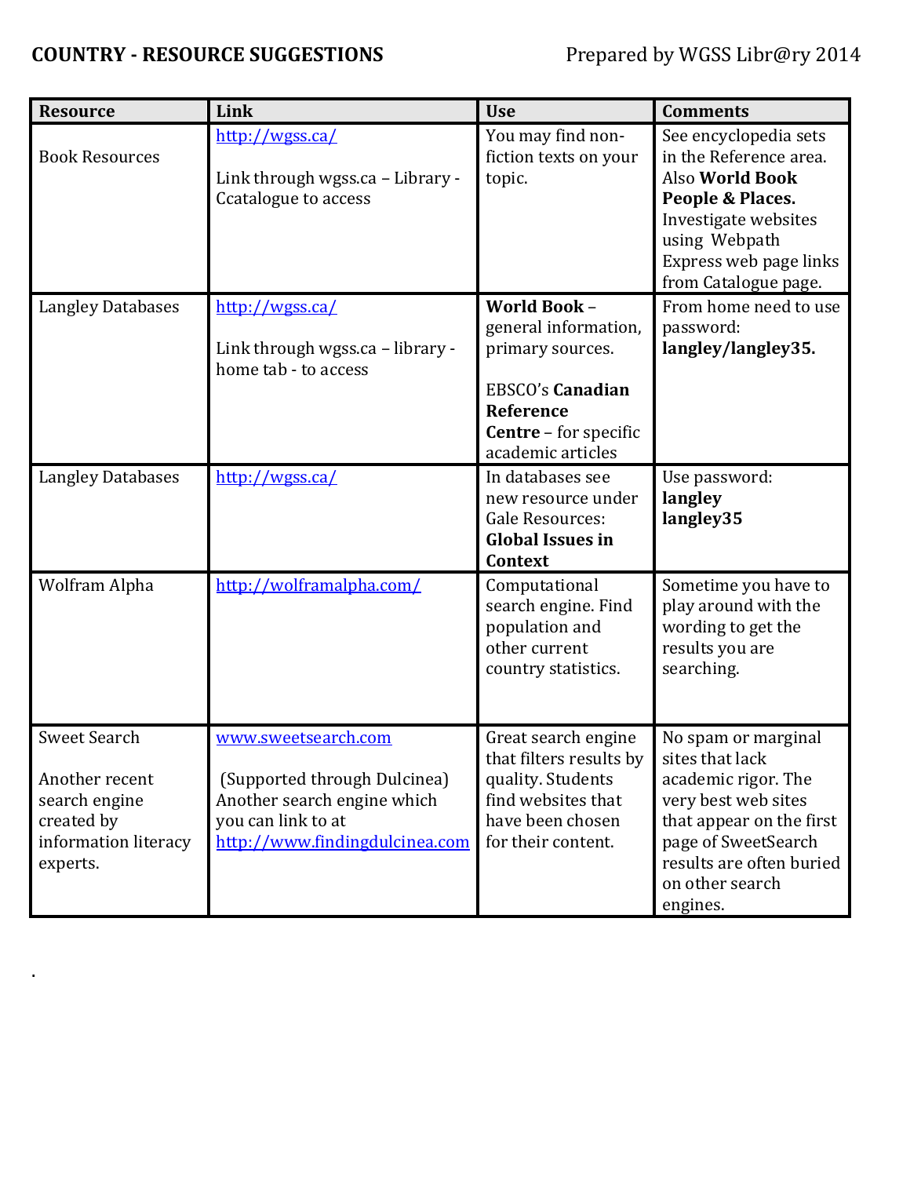**COUNTRY - RESOURCE SUGGESTIONS** Prepared by WGSS Libr@ry 2014

| Resource | Link | Use | Comments |
| --- | --- | --- | --- |
| Book Resources | [http://wgss.ca/](http://wgss.ca/)<br><br>Link through wgss.ca – Library - Ccatalogue to access | You may find non-fiction texts on your topic. | See encyclopedia sets in the Reference area. Also **World Book People & Places.** Investigate websites using Webpath Express web page links from Catalogue page. |
| Langley Databases | [http://wgss.ca/](http://wgss.ca/)<br><br>Link through wgss.ca – library - home tab - to access | **World Book** – general information, primary sources.<br><br>EBSCO's **Canadian Reference Centre** – for specific academic articles | From home need to use password: **langley/langley35.** |
| Langley Databases | [http://wgss.ca/](http://wgss.ca/) | In databases see new resource under Gale Resources: **Global Issues in Context** | Use password: **langley langley35** |
| Wolfram Alpha | [http://wolframalpha.com/](http://wolframalpha.com/) | Computational search engine. Find population and other current country statistics. | Sometime you have to play around with the wording to get the results you are searching. |
| Sweet Search<br><br>Another recent search engine created by information literacy experts. | [www.sweetsearch.com](www.sweetsearch.com)<br><br>(Supported through Dulcinea) Another search engine which you can link to at [http://www.findingdulcinea.com](http://www.findingdulcinea.com) | Great search engine that filters results by quality. Students find websites that have been chosen for their content. | No spam or marginal sites that lack academic rigor. The very best web sites that appear on the first page of SweetSearch results are often buried on other search engines. |

.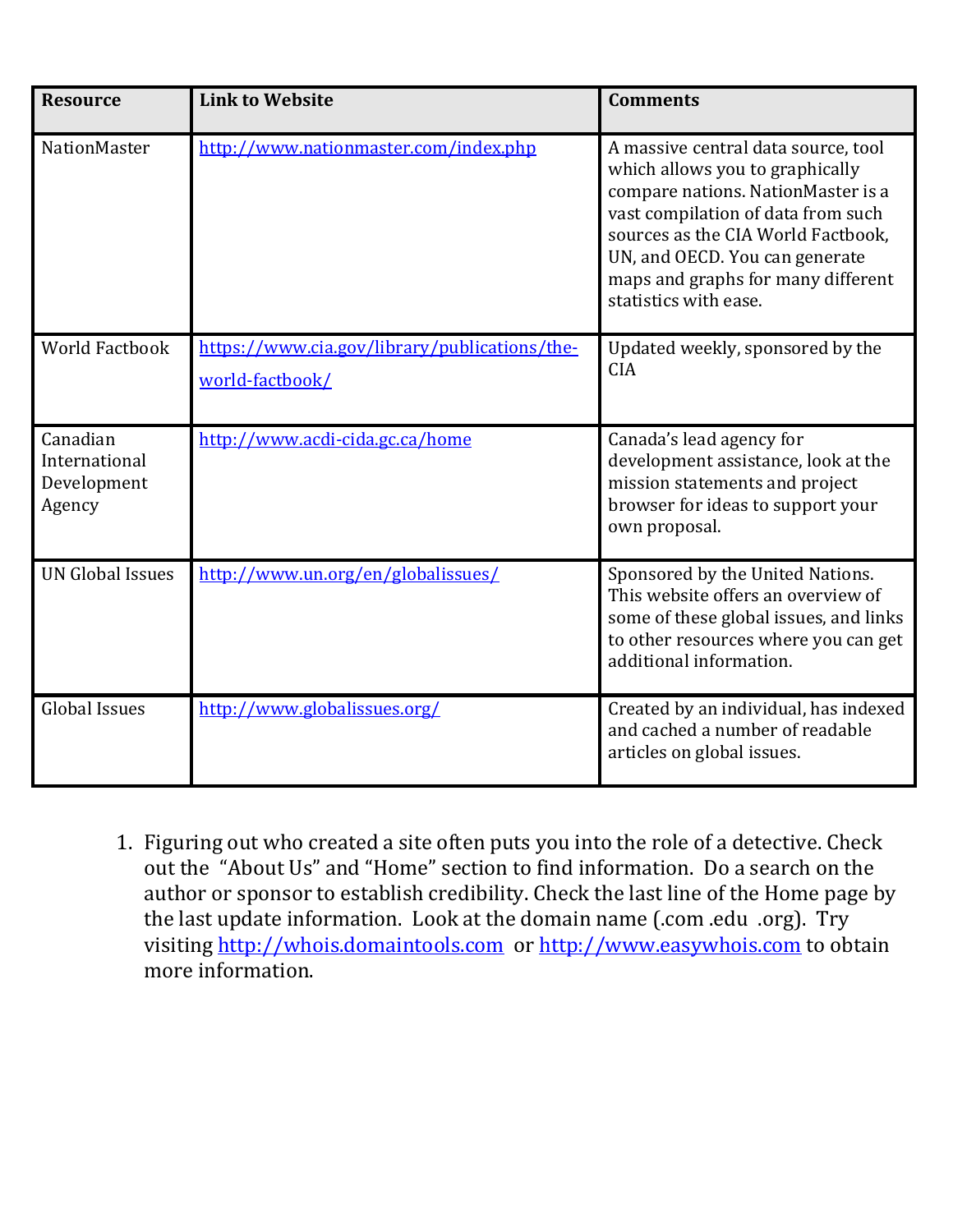| Resource | Link to Website | Comments |
|---|---|---|
| NationMaster | http://www.nationmaster.com/index.php | A massive central data source, tool which allows you to graphically compare nations. NationMaster is a vast compilation of data from such sources as the CIA World Factbook, UN, and OECD. You can generate maps and graphs for many different statistics with ease. |
| World Factbook | https://www.cia.gov/library/publications/the-world-factbook/ | Updated weekly, sponsored by the CIA |
| Canadian International Development Agency | http://www.acdi-cida.gc.ca/home | Canada's lead agency for development assistance, look at the mission statements and project browser for ideas to support your own proposal. |
| UN Global Issues | http://www.un.org/en/globalissues/ | Sponsored by the United Nations. This website offers an overview of some of these global issues, and links to other resources where you can get additional information. |
| Global Issues | http://www.globalissues.org/ | Created by an individual, has indexed and cached a number of readable articles on global issues. |

1. Figuring out who created a site often puts you into the role of a detective. Check out the "About Us" and "Home" section to find information. Do a search on the author or sponsor to establish credibility. Check the last line of the Home page by the last update information. Look at the domain name (.com .edu .org). Try visiting http://whois.domaintools.com or http://www.easywhois.com to obtain more information.